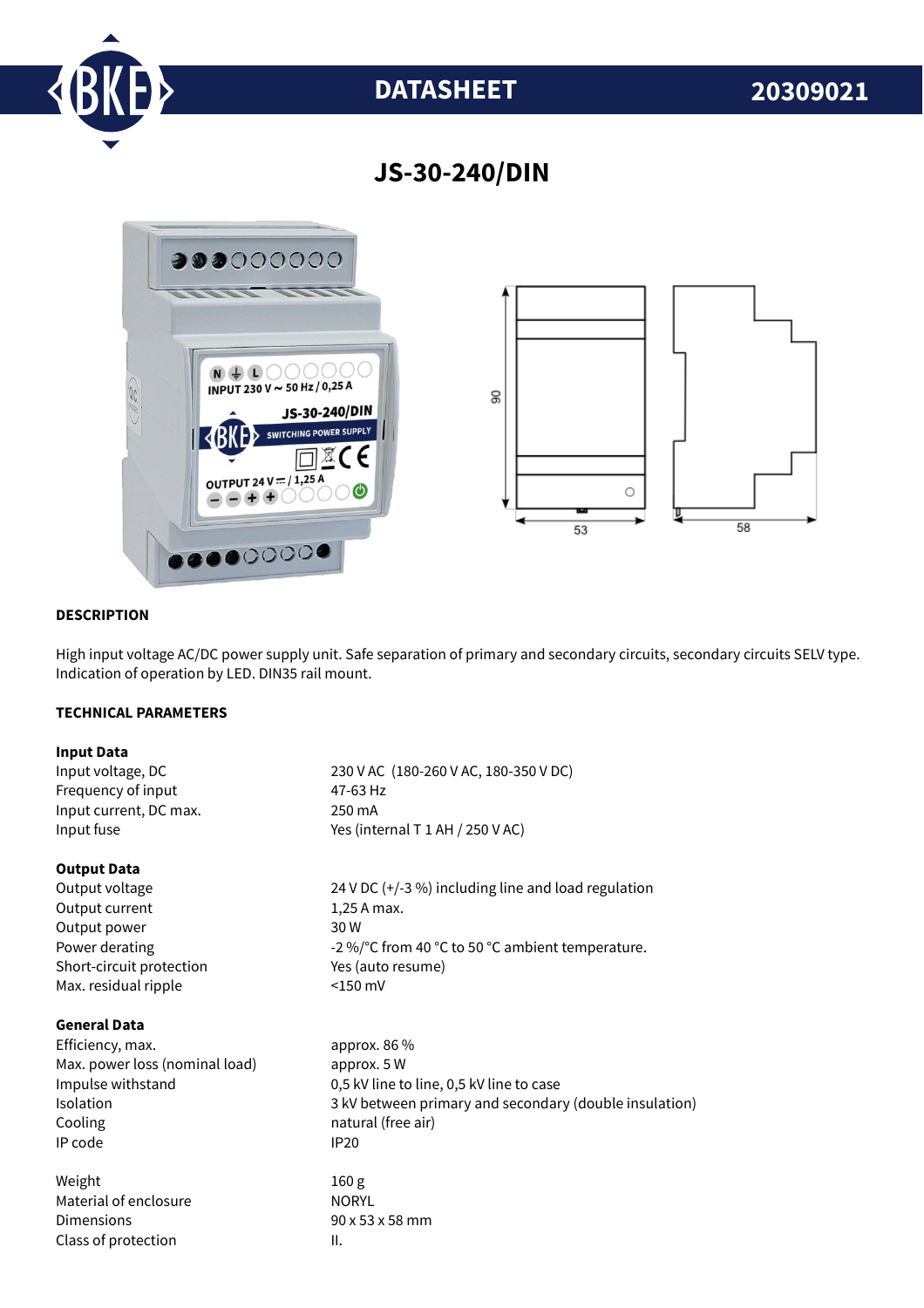# DATASHEET 20309021

## JS-30-240/DIN

### DESCRIPTION

High input voltage AC/DC power supply unit. Safe separation of primary and secondary circuits, secondary circuits SELV type. Indication of operation by LED. DIN35 rail mount.

### TECHNICAL PARAMETERS

**Input Data**

| | |
|---|---|
| Input voltage, DC | 230 V AC (180-260 V AC, 180-350 V DC) |
| Frequency of input | 47-63 Hz |
| Input current, DC max. | 250 mA |
| Input fuse | Yes (internal T 1 AH / 250 V AC) |

**Output Data**

| | |
|---|---|
| Output voltage | 24 V DC (+/-3 %) including line and load regulation |
| Output current | 1,25 A max. |
| Output power | 30 W |
| Power derating | -2 %/°C from 40 °C to 50 °C ambient temperature. |
| Short-circuit protection | Yes (auto resume) |
| Max. residual ripple | <150 mV |

**General Data**

| | |
|---|---|
| Efficiency, max. | approx. 86 % |
| Max. power loss (nominal load) | approx. 5 W |
| Impulse withstand | 0,5 kV line to line, 0,5 kV line to case |
| Isolation | 3 kV between primary and secondary (double insulation) |
| Cooling | natural (free air) |
| IP code | IP20 |
| | |
| Weight | 160 g |
| Material of enclosure | NORYL |
| Dimensions | 90 x 53 x 58 mm |
| Class of protection | II. |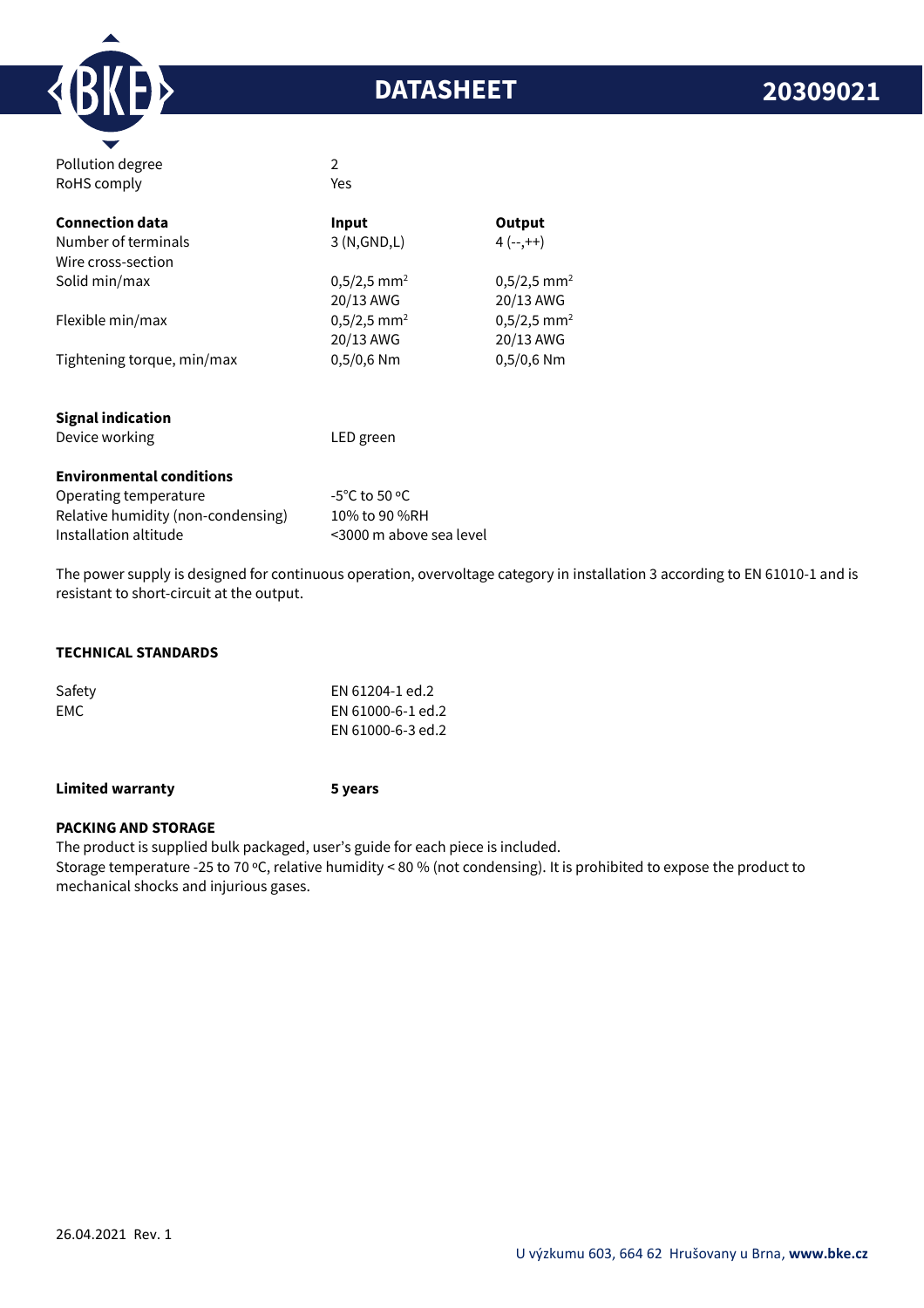| | | |
|---|---|---|
| Pollution degree | 2 | |
| RoHS comply | Yes | |
| **Connection data** | **Input** | **Output** |
| Number of terminals | 3 (N,GND,L) | 4 (--,++) |
| Wire cross-section | | |
| Solid min/max | 0,5/2,5 mm$^2$<br>20/13 AWG | 0,5/2,5 mm$^2$<br>20/13 AWG |
| Flexible min/max | 0,5/2,5 mm$^2$<br>20/13 AWG | 0,5/2,5 mm$^2$<br>20/13 AWG |
| Tightening torque, min/max | 0,5/0,6 Nm | 0,5/0,6 Nm |

**Signal indication**

| | |
|---|---|
| Device working | LED green |

**Environmental conditions**

| | |
|---|---|
| Operating temperature | -5°C to 50 °C |
| Relative humidity (non-condensing) | 10% to 90 %RH |
| Installation altitude | <3000 m above sea level |

The power supply is designed for continuous operation, overvoltage category in installation 3 according to EN 61010-1 and is resistant to short-circuit at the output.

**TECHNICAL STANDARDS**

| | |
|---|---|
| Safety | EN 61204-1 ed.2 |
| EMC | EN 61000-6-1 ed.2<br>EN 61000-6-3 ed.2 |

**Limited warranty** **5 years**

**PACKING AND STORAGE**

The product is supplied bulk packaged, user's guide for each piece is included.
Storage temperature -25 to 70 °C, relative humidity < 80 % (not condensing). It is prohibited to expose the product to mechanical shocks and injurious gases.

26.04.2021 Rev. 1

U výzkumu 603, 664 62 Hrušovany u Brna, **www.bke.cz**